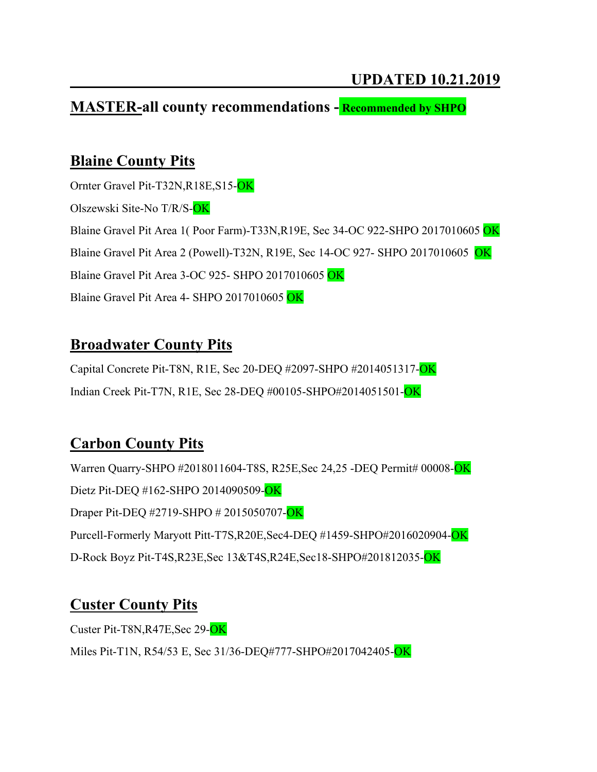**UPDATED 10.21.2019**

## MASTER-all county recommendations - Recommended by SHPO

### Blaine County Pits

Ornter Gravel Pit-T32N,R18E,S15-OK

Olszewski Site-No T/R/S-OK

Blaine Gravel Pit Area 1( Poor Farm)-T33N,R19E, Sec 34-OC 922-SHPO 2017010605 OK

Blaine Gravel Pit Area 2 (Powell)-T32N, R19E, Sec 14-OC 927- SHPO 2017010605 OK

Blaine Gravel Pit Area 3-OC 925- SHPO 2017010605 OK

Blaine Gravel Pit Area 4- SHPO 2017010605 OK

### Broadwater County Pits

Capital Concrete Pit-T8N, R1E, Sec 20-DEQ #2097-SHPO #2014051317-OK

Indian Creek Pit-T7N, R1E, Sec 28-DEQ #00105-SHPO#2014051501-OK

### Carbon County Pits

Warren Quarry-SHPO #2018011604-T8S, R25E,Sec 24,25 -DEQ Permit# 00008-OK

Dietz Pit-DEQ #162-SHPO 2014090509-OK

Draper Pit-DEQ #2719-SHPO # 2015050707-OK

Purcell-Formerly Maryott Pitt-T7S,R20E,Sec4-DEQ #1459-SHPO#2016020904-OK

D-Rock Boyz Pit-T4S,R23E,Sec 13&T4S,R24E,Sec18-SHPO#201812035-OK

### Custer County Pits

Custer Pit-T8N,R47E,Sec 29-OK

Miles Pit-T1N, R54/53 E, Sec 31/36-DEQ#777-SHPO#2017042405-OK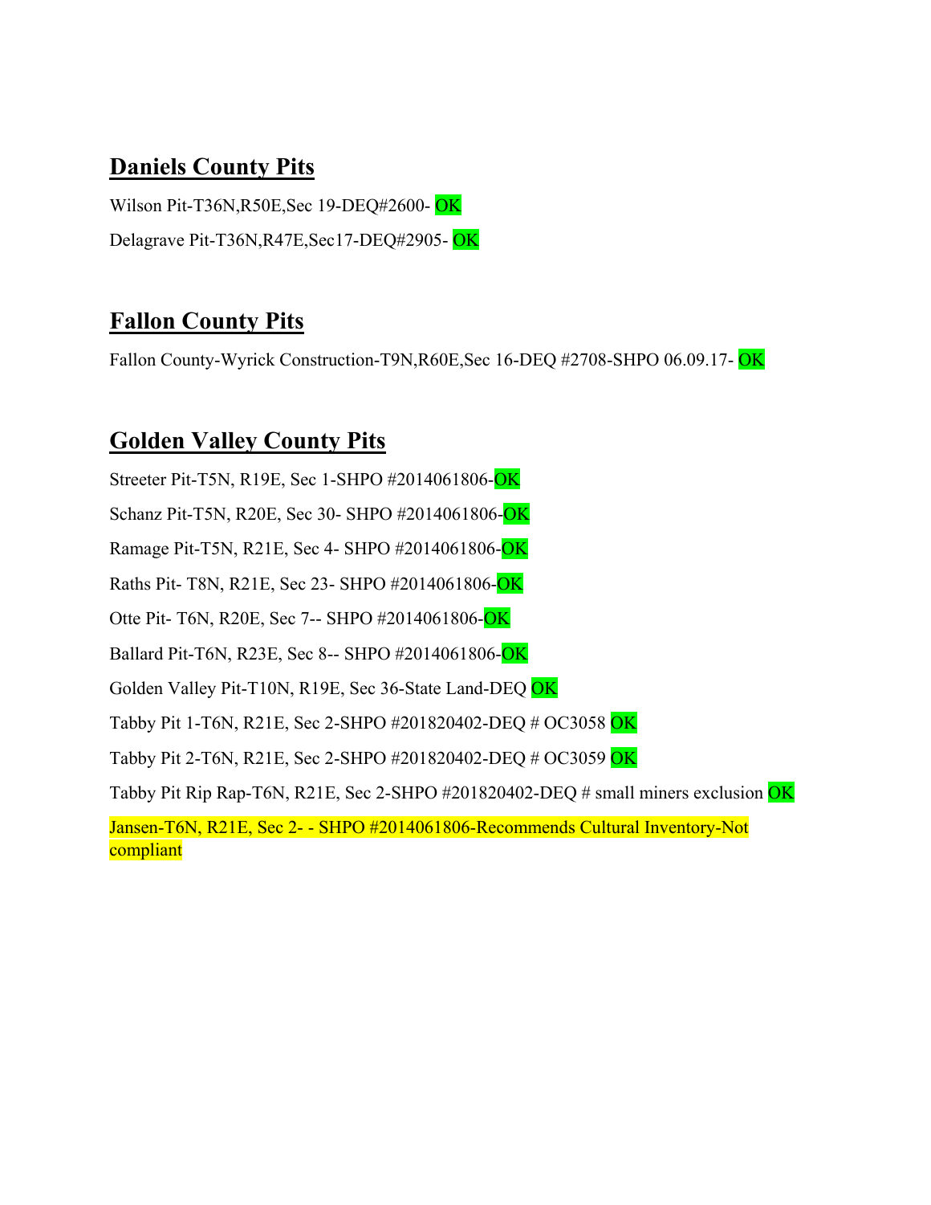## **Daniels County Pits**

Wilson Pit-T36N,R50E,Sec 19-DEQ#2600- OK

Delagrave Pit-T36N,R47E,Sec17-DEQ#2905- OK

## **Fallon County Pits**

Fallon County-Wyrick Construction-T9N,R60E,Sec 16-DEQ #2708-SHPO 06.09.17- OK

## **Golden Valley County Pits**

Streeter Pit-T5N, R19E, Sec 1-SHPO #2014061806-OK

Schanz Pit-T5N, R20E, Sec 30- SHPO #2014061806-OK

Ramage Pit-T5N, R21E, Sec 4- SHPO #2014061806-OK

Raths Pit- T8N, R21E, Sec 23- SHPO #2014061806-OK

Otte Pit- T6N, R20E, Sec 7-- SHPO #2014061806-OK

Ballard Pit-T6N, R23E, Sec 8-- SHPO #2014061806-OK

Golden Valley Pit-T10N, R19E, Sec 36-State Land-DEQ OK

Tabby Pit 1-T6N, R21E, Sec 2-SHPO #201820402-DEQ # OC3058 OK

Tabby Pit 2-T6N, R21E, Sec 2-SHPO #201820402-DEQ # OC3059 OK

Tabby Pit Rip Rap-T6N, R21E, Sec 2-SHPO #201820402-DEQ # small miners exclusion OK

Jansen-T6N, R21E, Sec 2- - SHPO #2014061806-Recommends Cultural Inventory-Not compliant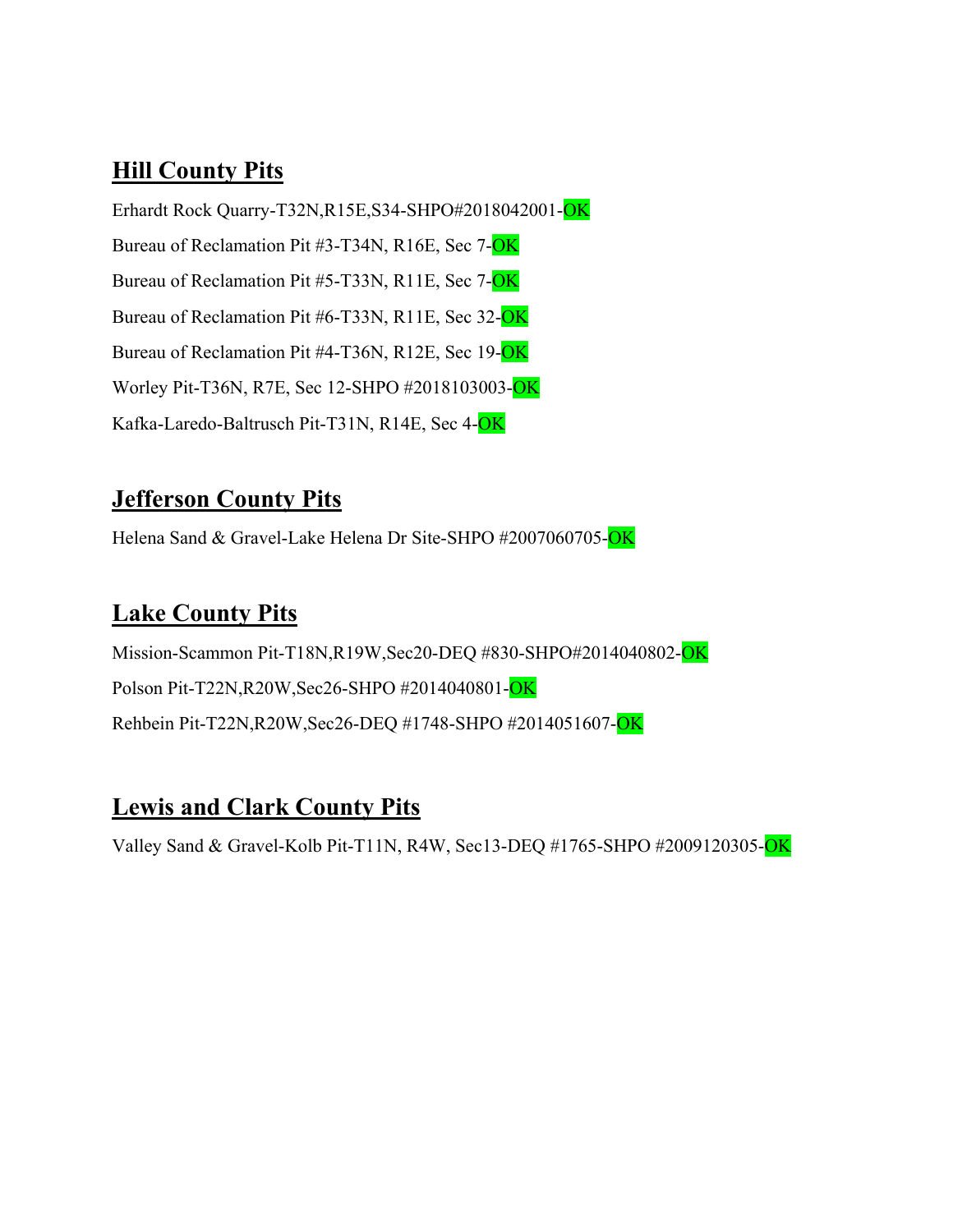## **Hill County Pits**

Erhardt Rock Quarry-T32N,R15E,S34-SHPO#2018042001-OK

Bureau of Reclamation Pit #3-T34N, R16E, Sec 7-OK

Bureau of Reclamation Pit #5-T33N, R11E, Sec 7-OK

Bureau of Reclamation Pit #6-T33N, R11E, Sec 32-OK

Bureau of Reclamation Pit #4-T36N, R12E, Sec 19-OK

Worley Pit-T36N, R7E, Sec 12-SHPO #2018103003-OK

Kafka-Laredo-Baltrusch Pit-T31N, R14E, Sec 4-OK

## **Jefferson County Pits**

Helena Sand & Gravel-Lake Helena Dr Site-SHPO #2007060705-OK

## **Lake County Pits**

Mission-Scammon Pit-T18N,R19W,Sec20-DEQ #830-SHPO#2014040802-OK

Polson Pit-T22N,R20W,Sec26-SHPO #2014040801-OK

Rehbein Pit-T22N,R20W,Sec26-DEQ #1748-SHPO #2014051607-OK

## **Lewis and Clark County Pits**

Valley Sand & Gravel-Kolb Pit-T11N, R4W, Sec13-DEQ #1765-SHPO #2009120305-OK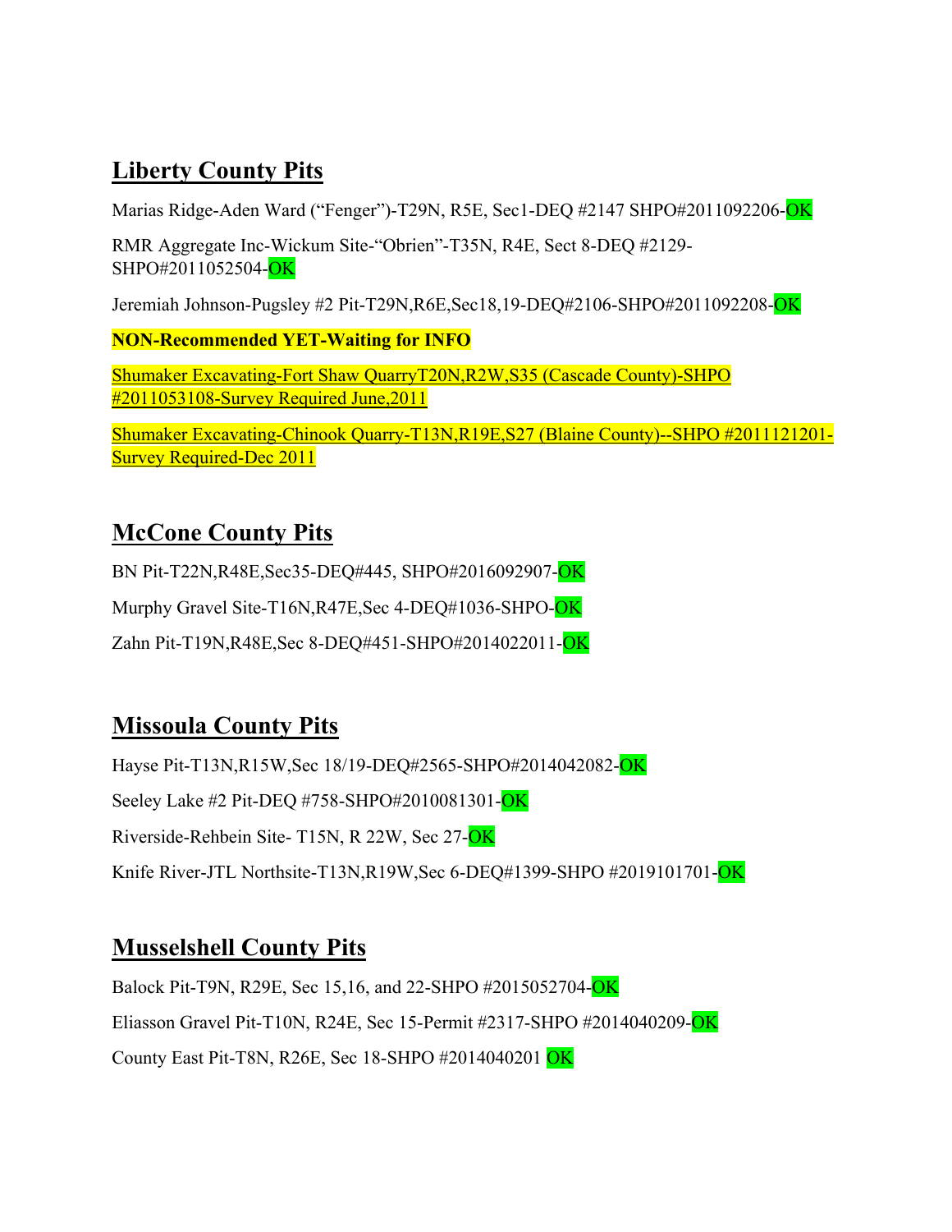## Liberty County Pits

Marias Ridge-Aden Ward ("Fenger")-T29N, R5E, Sec1-DEQ #2147 SHPO#2011092206-OK

RMR Aggregate Inc-Wickum Site-"Obrien"-T35N, R4E, Sect 8-DEQ #2129-SHPO#2011052504-OK

Jeremiah Johnson-Pugsley #2 Pit-T29N,R6E,Sec18,19-DEQ#2106-SHPO#2011092208-OK

**NON-Recommended YET-Waiting for INFO**

Shumaker Excavating-Fort Shaw QuarryT20N,R2W,S35 (Cascade County)-SHPO #2011053108-Survey Required June,2011

Shumaker Excavating-Chinook Quarry-T13N,R19E,S27 (Blaine County)--SHPO #2011121201-Survey Required-Dec 2011

## McCone County Pits

BN Pit-T22N,R48E,Sec35-DEQ#445, SHPO#2016092907-OK

Murphy Gravel Site-T16N,R47E,Sec 4-DEQ#1036-SHPO-OK

Zahn Pit-T19N,R48E,Sec 8-DEQ#451-SHPO#2014022011-OK

## Missoula County Pits

Hayse Pit-T13N,R15W,Sec 18/19-DEQ#2565-SHPO#2014042082-OK

Seeley Lake #2 Pit-DEQ #758-SHPO#2010081301-OK

Riverside-Rehbein Site- T15N, R 22W, Sec 27-OK

Knife River-JTL Northsite-T13N,R19W,Sec 6-DEQ#1399-SHPO #2019101701-OK

## Musselshell County Pits

Balock Pit-T9N, R29E, Sec 15,16, and 22-SHPO #2015052704-OK

Eliasson Gravel Pit-T10N, R24E, Sec 15-Permit #2317-SHPO #2014040209-OK

County East Pit-T8N, R26E, Sec 18-SHPO #2014040201 OK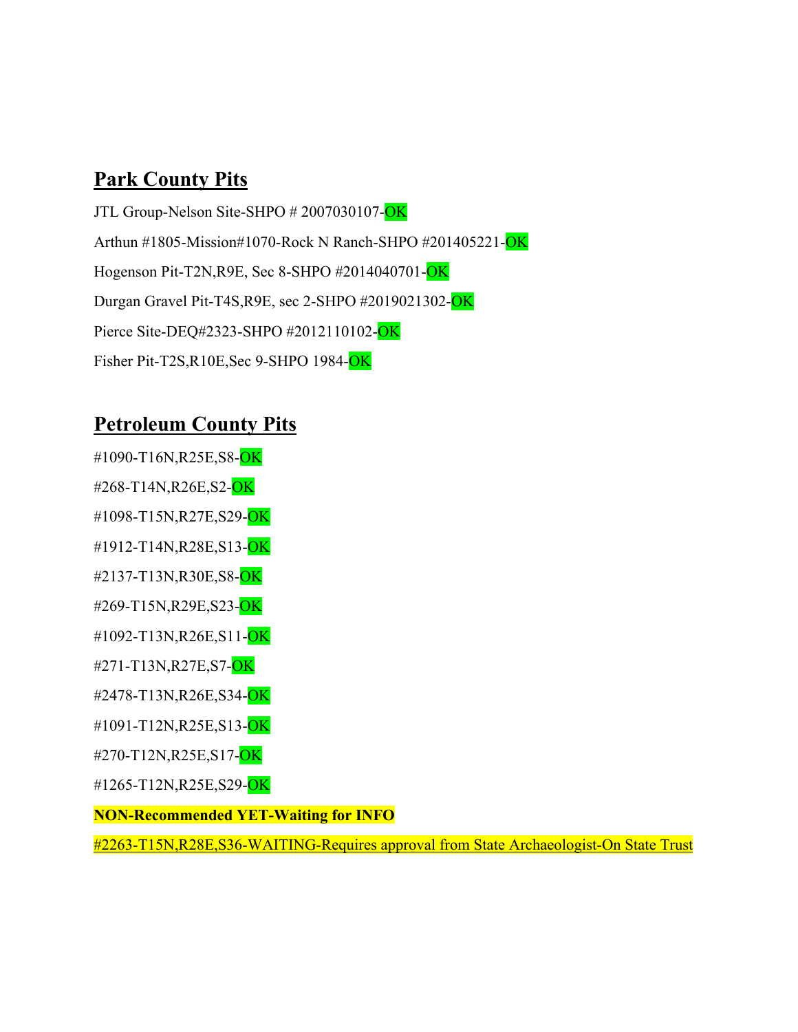## Park County Pits

JTL Group-Nelson Site-SHPO # 2007030107-OK

Arthun #1805-Mission#1070-Rock N Ranch-SHPO #201405221-OK

Hogenson Pit-T2N,R9E, Sec 8-SHPO #2014040701-OK

Durgan Gravel Pit-T4S,R9E, sec 2-SHPO #2019021302-OK

Pierce Site-DEQ#2323-SHPO #2012110102-OK

Fisher Pit-T2S,R10E,Sec 9-SHPO 1984-OK

## Petroleum County Pits

#1090-T16N,R25E,S8-OK

#268-T14N,R26E,S2-OK

#1098-T15N,R27E,S29-OK

#1912-T14N,R28E,S13-OK

#2137-T13N,R30E,S8-OK

#269-T15N,R29E,S23-OK

#1092-T13N,R26E,S11-OK

#271-T13N,R27E,S7-OK

#2478-T13N,R26E,S34-OK

#1091-T12N,R25E,S13-OK

#270-T12N,R25E,S17-OK

#1265-T12N,R25E,S29-OK

**NON-Recommended YET-Waiting for INFO**

#2263-T15N,R28E,S36-WAITING-Requires approval from State Archaeologist-On State Trust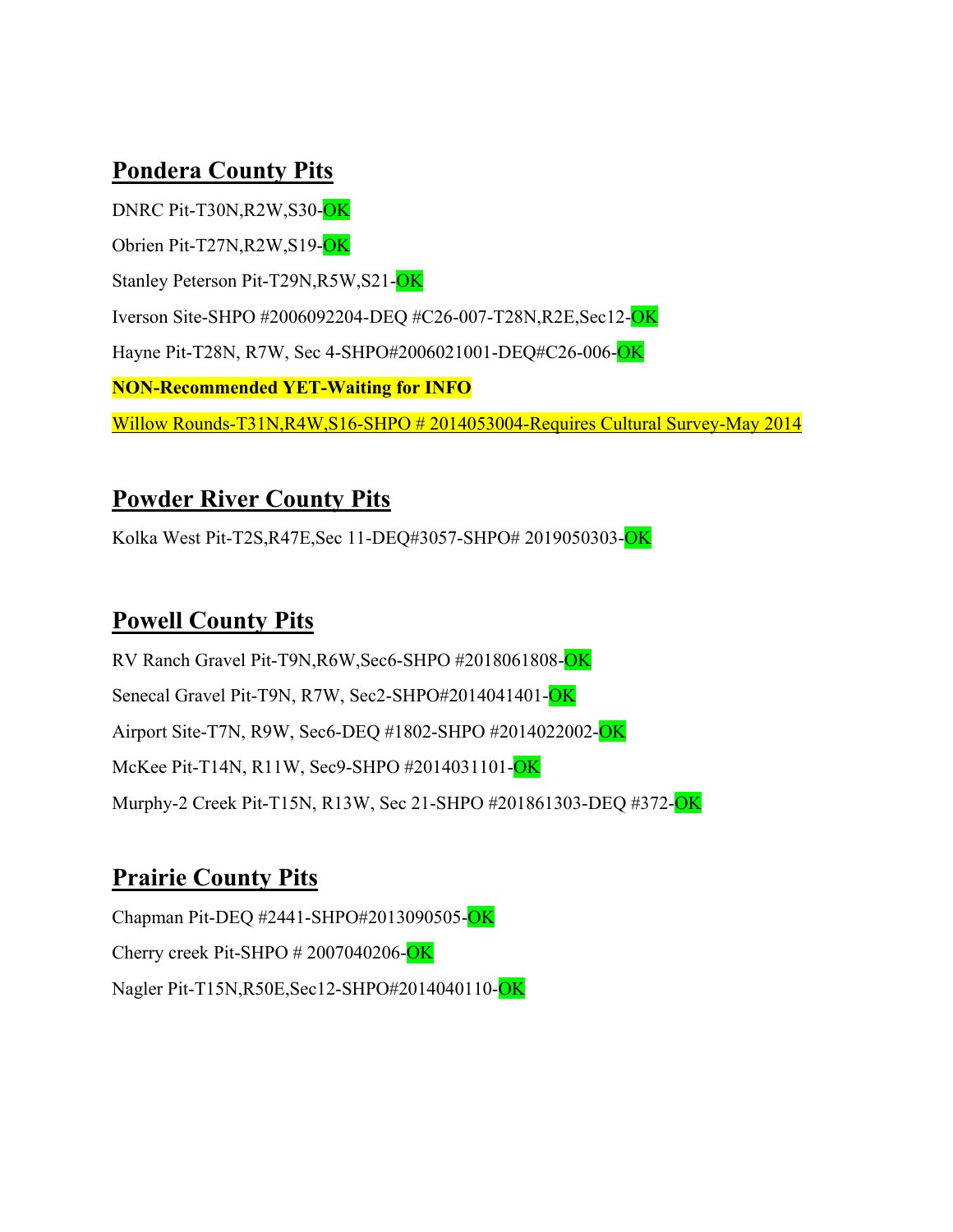## Pondera County Pits

DNRC Pit-T30N,R2W,S30-OK

Obrien Pit-T27N,R2W,S19-OK

Stanley Peterson Pit-T29N,R5W,S21-OK

Iverson Site-SHPO #2006092204-DEQ #C26-007-T28N,R2E,Sec12-OK

Hayne Pit-T28N, R7W, Sec 4-SHPO#2006021001-DEQ#C26-006-OK

**NON-Recommended YET-Waiting for INFO**

Willow Rounds-T31N,R4W,S16-SHPO # 2014053004-Requires Cultural Survey-May 2014

## Powder River County Pits

Kolka West Pit-T2S,R47E,Sec 11-DEQ#3057-SHPO# 2019050303-OK

## Powell County Pits

RV Ranch Gravel Pit-T9N,R6W,Sec6-SHPO #2018061808-OK

Senecal Gravel Pit-T9N, R7W, Sec2-SHPO#2014041401-OK

Airport Site-T7N, R9W, Sec6-DEQ #1802-SHPO #2014022002-OK

McKee Pit-T14N, R11W, Sec9-SHPO #2014031101-OK

Murphy-2 Creek Pit-T15N, R13W, Sec 21-SHPO #201861303-DEQ #372-OK

## Prairie County Pits

Chapman Pit-DEQ #2441-SHPO#2013090505-OK

Cherry creek Pit-SHPO # 2007040206-OK

Nagler Pit-T15N,R50E,Sec12-SHPO#2014040110-OK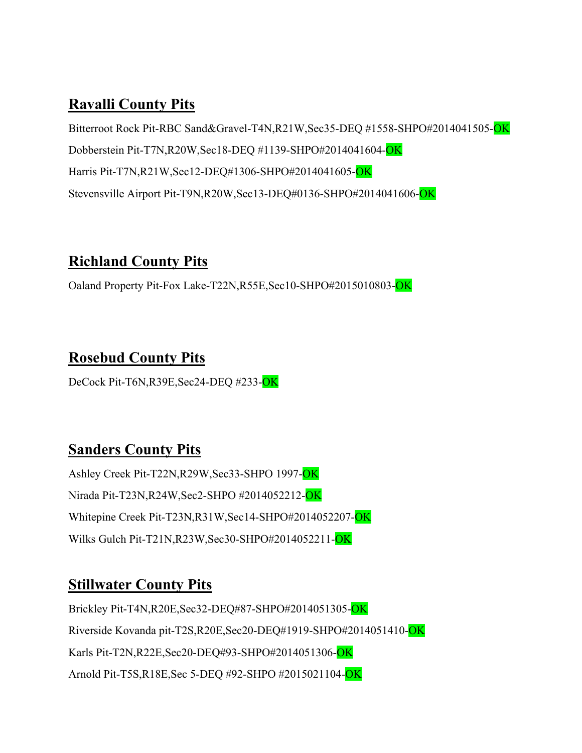## Ravalli County Pits

Bitterroot Rock Pit-RBC Sand&Gravel-T4N,R21W,Sec35-DEQ #1558-SHPO#2014041505-OK

Dobberstein Pit-T7N,R20W,Sec18-DEQ #1139-SHPO#2014041604-OK

Harris Pit-T7N,R21W,Sec12-DEQ#1306-SHPO#2014041605-OK

Stevensville Airport Pit-T9N,R20W,Sec13-DEQ#0136-SHPO#2014041606-OK

## Richland County Pits

Oaland Property Pit-Fox Lake-T22N,R55E,Sec10-SHPO#2015010803-OK

## Rosebud County Pits

DeCock Pit-T6N,R39E,Sec24-DEQ #233-OK

## Sanders County Pits

Ashley Creek Pit-T22N,R29W,Sec33-SHPO 1997-OK

Nirada Pit-T23N,R24W,Sec2-SHPO #2014052212-OK

Whitepine Creek Pit-T23N,R31W,Sec14-SHPO#2014052207-OK

Wilks Gulch Pit-T21N,R23W,Sec30-SHPO#2014052211-OK

## Stillwater County Pits

Brickley Pit-T4N,R20E,Sec32-DEQ#87-SHPO#2014051305-OK

Riverside Kovanda pit-T2S,R20E,Sec20-DEQ#1919-SHPO#2014051410-OK

Karls Pit-T2N,R22E,Sec20-DEQ#93-SHPO#2014051306-OK

Arnold Pit-T5S,R18E,Sec 5-DEQ #92-SHPO #2015021104-OK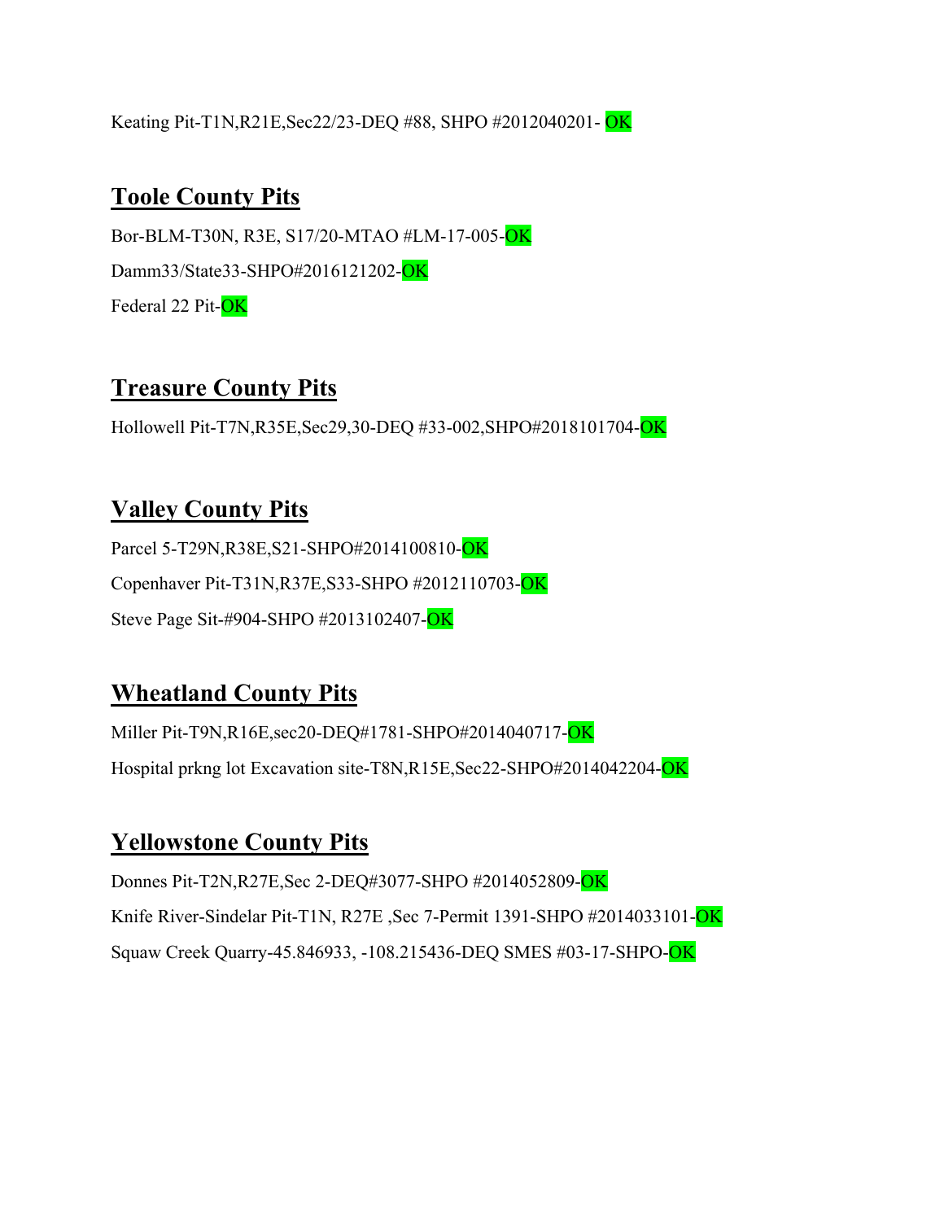Keating Pit-T1N,R21E,Sec22/23-DEQ #88, SHPO #2012040201- OK

## Toole County Pits

Bor-BLM-T30N, R3E, S17/20-MTAO #LM-17-005-OK

Damm33/State33-SHPO#2016121202-OK

Federal 22 Pit-OK

## Treasure County Pits

Hollowell Pit-T7N,R35E,Sec29,30-DEQ #33-002,SHPO#2018101704-OK

## Valley County Pits

Parcel 5-T29N,R38E,S21-SHPO#2014100810-OK

Copenhaver Pit-T31N,R37E,S33-SHPO #2012110703-OK

Steve Page Sit-#904-SHPO #2013102407-OK

## Wheatland County Pits

Miller Pit-T9N,R16E,sec20-DEQ#1781-SHPO#2014040717-OK

Hospital prkng lot Excavation site-T8N,R15E,Sec22-SHPO#2014042204-OK

## Yellowstone County Pits

Donnes Pit-T2N,R27E,Sec 2-DEQ#3077-SHPO #2014052809-OK

Knife River-Sindelar Pit-T1N, R27E ,Sec 7-Permit 1391-SHPO #2014033101-OK

Squaw Creek Quarry-45.846933, -108.215436-DEQ SMES #03-17-SHPO-OK